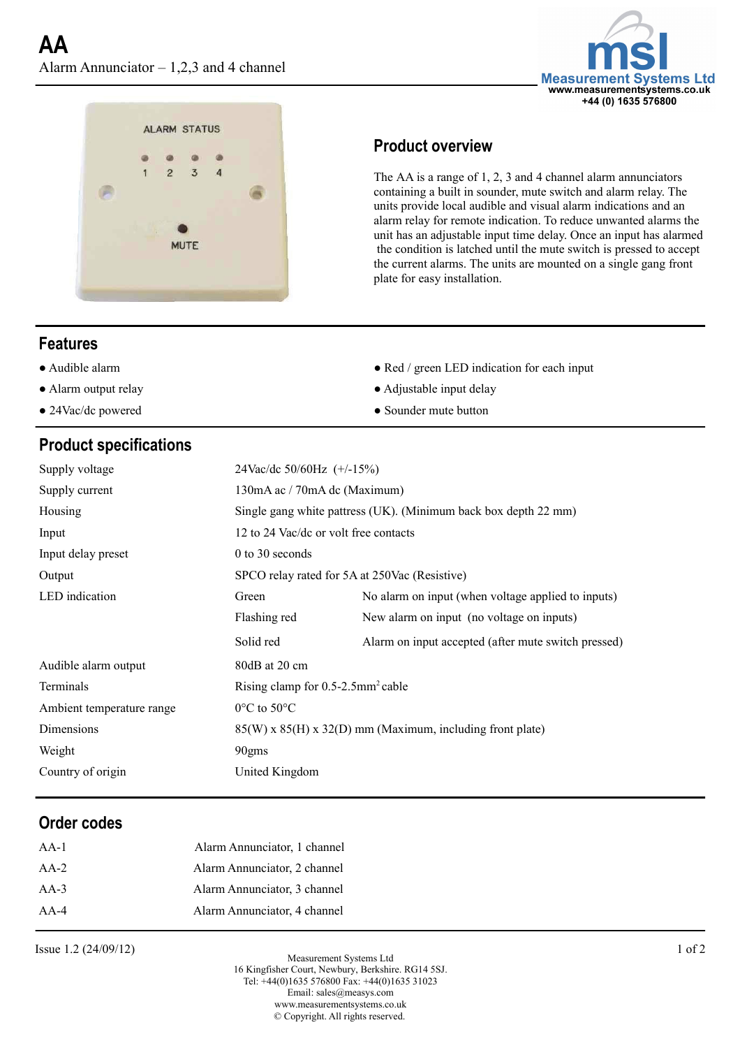# AA

Alarm Annunciator – 1,2,3 and 4 channel

## Product overview

The AA is a range of 1, 2, 3 and 4 channel alarm annunciators containing a built in sounder, mute switch and alarm relay. The units provide local audible and visual alarm indications and an alarm relay for remote indication. To reduce unwanted alarms the unit has an adjustable input time delay. Once an input has alarmed the condition is latched until the mute switch is pressed to accept the current alarms. The units are mounted on a single gang front plate for easy installation.

## Features

- Audible alarm
- Alarm output relay
- 24Vac/dc powered
- Red / green LED indication for each input
- Adjustable input delay
- Sounder mute button

## Product specifications

| | | |
|---|---|---|
| Supply voltage | 24Vac/dc 50/60Hz (+/-15%) | |
| Supply current | 130mA ac / 70mA dc (Maximum) | |
| Housing | Single gang white pattress (UK). (Minimum back box depth 22 mm) | |
| Input | 12 to 24 Vac/dc or volt free contacts | |
| Input delay preset | 0 to 30 seconds | |
| Output | SPCO relay rated for 5A at 250Vac (Resistive) | |
| LED indication | Green | No alarm on input (when voltage applied to inputs) |
| | Flashing red | New alarm on input (no voltage on inputs) |
| | Solid red | Alarm on input accepted (after mute switch pressed) |
| Audible alarm output | 80dB at 20 cm | |
| Terminals | Rising clamp for 0.5-2.5mm$^2$ cable | |
| Ambient temperature range | 0°C to 50°C | |
| Dimensions | 85(W) x 85(H) x 32(D) mm (Maximum, including front plate) | |
| Weight | 90gms | |
| Country of origin | United Kingdom | |

## Order codes

| | |
|---|---|
| AA-1 | Alarm Annunciator, 1 channel |
| AA-2 | Alarm Annunciator, 2 channel |
| AA-3 | Alarm Annunciator, 3 channel |
| AA-4 | Alarm Annunciator, 4 channel |

Issue 1.2 (24/09/12)

Measurement Systems Ltd
16 Kingfisher Court, Newbury, Berkshire. RG14 5SJ.
Tel: +44(0)1635 576800 Fax: +44(0)1635 31023
Email: sales@measys.com
www.measurementsystems.co.uk
© Copyright. All rights reserved.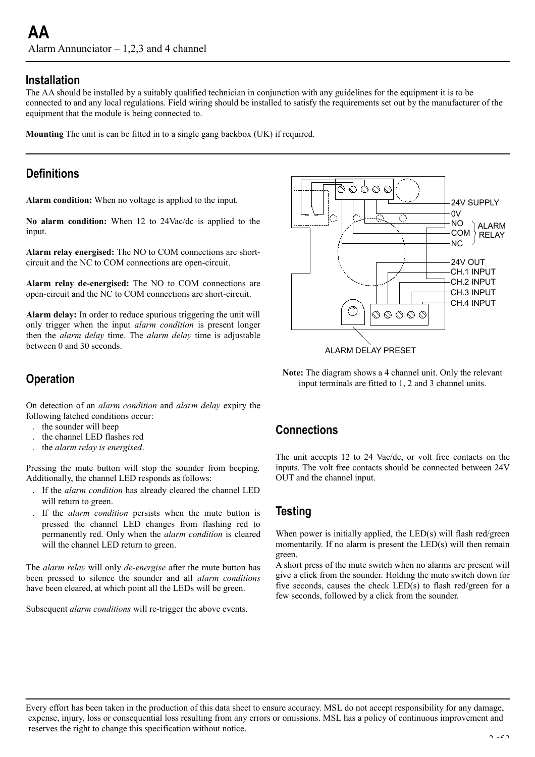# AA

Alarm Annunciator – 1,2,3 and 4 channel

## Installation

The AA should be installed by a suitably qualified technician in conjunction with any guidelines for the equipment it is to be connected to and any local regulations. Field wiring should be installed to satisfy the requirements set out by the manufacturer of the equipment that the module is being connected to.

**Mounting** The unit is can be fitted in to a single gang backbox (UK) if required.

## Definitions

**Alarm condition:** When no voltage is applied to the input.

**No alarm condition:** When 12 to 24Vac/dc is applied to the input.

**Alarm relay energised:** The NO to COM connections are short-circuit and the NC to COM connections are open-circuit.

**Alarm relay de-energised:** The NO to COM connections are open-circuit and the NC to COM connections are short-circuit.

**Alarm delay:** In order to reduce spurious triggering the unit will only trigger when the input *alarm condition* is present longer then the *alarm delay* time. The *alarm delay* time is adjustable between 0 and 30 seconds.

24V SUPPLY
0V
NO
COM
NC
ALARM RELAY
24V OUT
CH.1 INPUT
CH.2 INPUT
CH.3 INPUT
CH.4 INPUT
ALARM DELAY PRESET

**Note:** The diagram shows a 4 channel unit. Only the relevant input terminals are fitted to 1, 2 and 3 channel units.

## Operation

On detection of an *alarm condition* and *alarm delay* expiry the following latched conditions occur:

- the sounder will beep
- the channel LED flashes red
- the *alarm relay is energised*.

Pressing the mute button will stop the sounder from beeping. Additionally, the channel LED responds as follows:

- If the *alarm condition* has already cleared the channel LED will return to green.
- If the *alarm condition* persists when the mute button is pressed the channel LED changes from flashing red to permanently red. Only when the *alarm condition* is cleared will the channel LED return to green.

The *alarm relay* will only *de-energise* after the mute button has been pressed to silence the sounder and all *alarm conditions* have been cleared, at which point all the LEDs will be green.

Subsequent *alarm conditions* will re-trigger the above events.

## Connections

The unit accepts 12 to 24 Vac/dc, or volt free contacts on the inputs. The volt free contacts should be connected between 24V OUT and the channel input.

## Testing

When power is initially applied, the LED(s) will flash red/green momentarily. If no alarm is present the LED(s) will then remain green.

A short press of the mute switch when no alarms are present will give a click from the sounder. Holding the mute switch down for five seconds, causes the check LED(s) to flash red/green for a few seconds, followed by a click from the sounder.

Every effort has been taken in the production of this data sheet to ensure accuracy. MSL do not accept responsibility for any damage, expense, injury, loss or consequential loss resulting from any errors or omissions. MSL has a policy of continuous improvement and reserves the right to change this specification without notice.